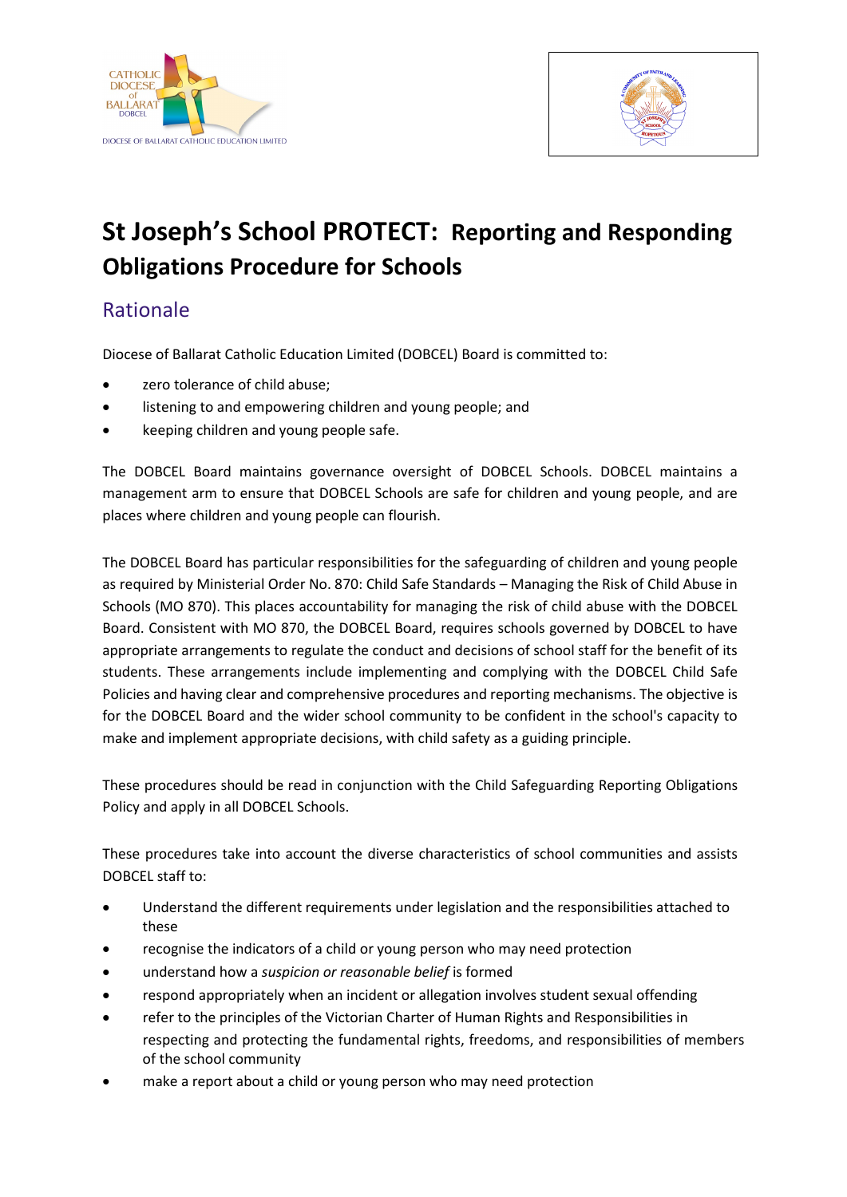# St Joseph's School PROTECT: Reporting and Responding Obligations Procedure for Schools

## Rationale

Diocese of Ballarat Catholic Education Limited (DOBCEL) Board is committed to:

- zero tolerance of child abuse;
- listening to and empowering children and young people; and
- keeping children and young people safe.

The DOBCEL Board maintains governance oversight of DOBCEL Schools. DOBCEL maintains a management arm to ensure that DOBCEL Schools are safe for children and young people, and are places where children and young people can flourish.

The DOBCEL Board has particular responsibilities for the safeguarding of children and young people as required by Ministerial Order No. 870: Child Safe Standards – Managing the Risk of Child Abuse in Schools (MO 870). This places accountability for managing the risk of child abuse with the DOBCEL Board. Consistent with MO 870, the DOBCEL Board, requires schools governed by DOBCEL to have appropriate arrangements to regulate the conduct and decisions of school staff for the benefit of its students. These arrangements include implementing and complying with the DOBCEL Child Safe Policies and having clear and comprehensive procedures and reporting mechanisms. The objective is for the DOBCEL Board and the wider school community to be confident in the school's capacity to make and implement appropriate decisions, with child safety as a guiding principle.

These procedures should be read in conjunction with the Child Safeguarding Reporting Obligations Policy and apply in all DOBCEL Schools.

These procedures take into account the diverse characteristics of school communities and assists DOBCEL staff to:

- Understand the different requirements under legislation and the responsibilities attached to these
- recognise the indicators of a child or young person who may need protection
- understand how a *suspicion or reasonable belief* is formed
- respond appropriately when an incident or allegation involves student sexual offending
- refer to the principles of the Victorian Charter of Human Rights and Responsibilities in respecting and protecting the fundamental rights, freedoms, and responsibilities of members of the school community
- make a report about a child or young person who may need protection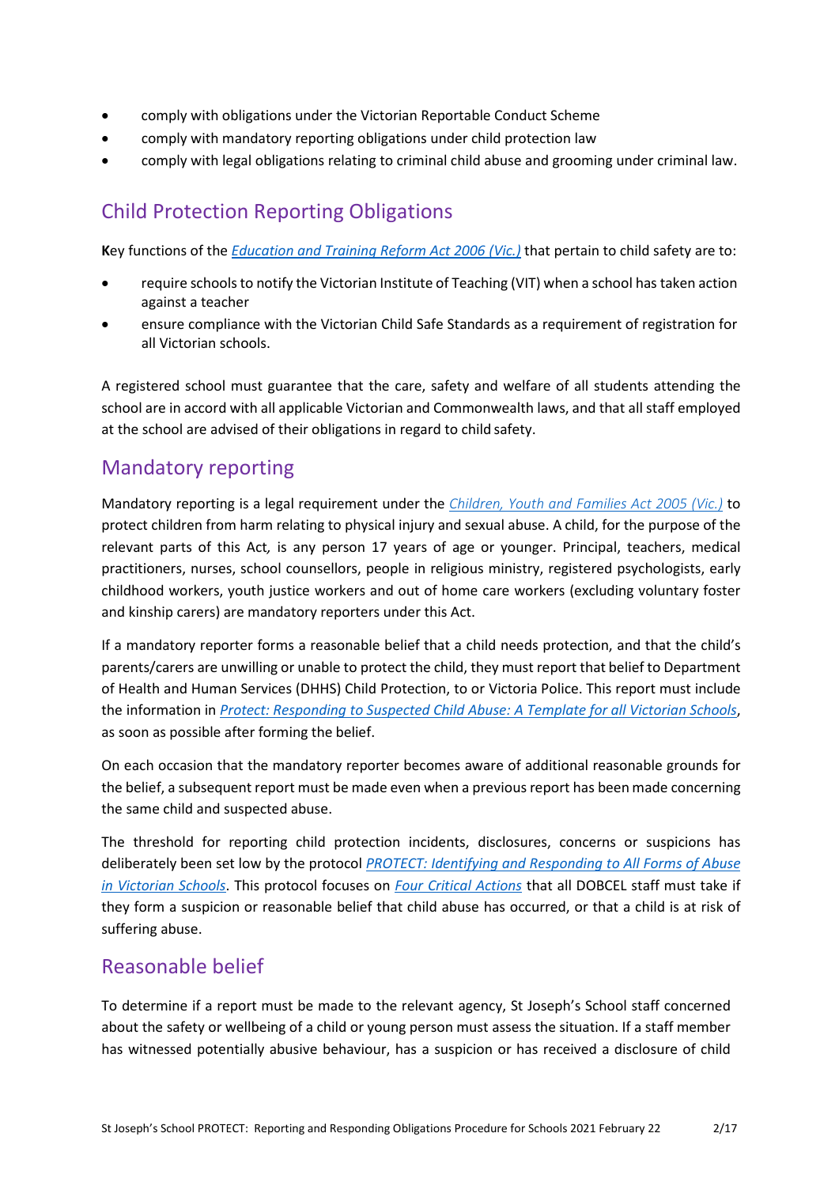- comply with obligations under the Victorian Reportable Conduct Scheme
- comply with mandatory reporting obligations under child protection law
- comply with legal obligations relating to criminal child abuse and grooming under criminal law.

## Child Protection Reporting Obligations

**K**ey functions of the *Education and Training Reform Act 2006 (Vic.)* that pertain to child safety are to:

- require schools to notify the Victorian Institute of Teaching (VIT) when a school has taken action against a teacher
- ensure compliance with the Victorian Child Safe Standards as a requirement of registration for all Victorian schools.

A registered school must guarantee that the care, safety and welfare of all students attending the school are in accord with all applicable Victorian and Commonwealth laws, and that all staff employed at the school are advised of their obligations in regard to child safety.

## Mandatory reporting

Mandatory reporting is a legal requirement under the *Children, Youth and Families Act 2005 (Vic.)* to protect children from harm relating to physical injury and sexual abuse. A child, for the purpose of the relevant parts of this Act, is any person 17 years of age or younger. Principal, teachers, medical practitioners, nurses, school counsellors, people in religious ministry, registered psychologists, early childhood workers, youth justice workers and out of home care workers (excluding voluntary foster and kinship carers) are mandatory reporters under this Act.

If a mandatory reporter forms a reasonable belief that a child needs protection, and that the child's parents/carers are unwilling or unable to protect the child, they must report that belief to Department of Health and Human Services (DHHS) Child Protection, to or Victoria Police. This report must include the information in *Protect: Responding to Suspected Child Abuse: A Template for all Victorian Schools*, as soon as possible after forming the belief.

On each occasion that the mandatory reporter becomes aware of additional reasonable grounds for the belief, a subsequent report must be made even when a previous report has been made concerning the same child and suspected abuse.

The threshold for reporting child protection incidents, disclosures, concerns or suspicions has deliberately been set low by the protocol *PROTECT: Identifying and Responding to All Forms of Abuse in Victorian Schools*. This protocol focuses on *Four Critical Actions* that all DOBCEL staff must take if they form a suspicion or reasonable belief that child abuse has occurred, or that a child is at risk of suffering abuse.

## Reasonable belief

To determine if a report must be made to the relevant agency, St Joseph's School staff concerned about the safety or wellbeing of a child or young person must assess the situation. If a staff member has witnessed potentially abusive behaviour, has a suspicion or has received a disclosure of child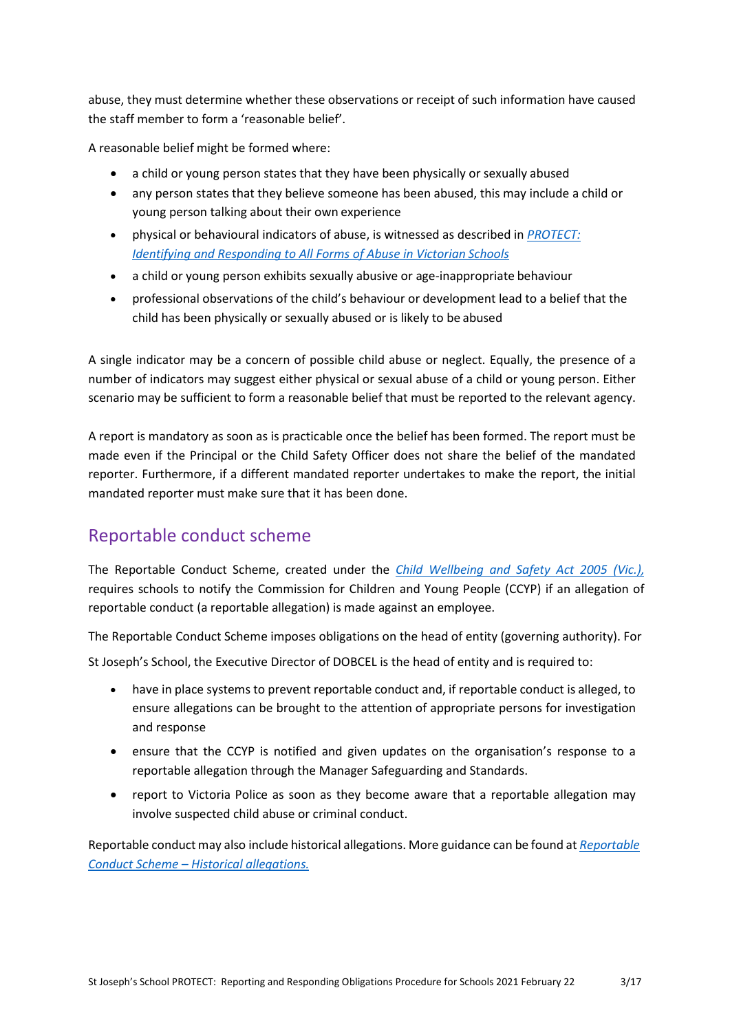abuse, they must determine whether these observations or receipt of such information have caused the staff member to form a 'reasonable belief'.

A reasonable belief might be formed where:

- a child or young person states that they have been physically or sexually abused
- any person states that they believe someone has been abused, this may include a child or young person talking about their own experience
- physical or behavioural indicators of abuse, is witnessed as described in *PROTECT: Identifying and Responding to All Forms of Abuse in Victorian Schools*
- a child or young person exhibits sexually abusive or age-inappropriate behaviour
- professional observations of the child's behaviour or development lead to a belief that the child has been physically or sexually abused or is likely to be abused

A single indicator may be a concern of possible child abuse or neglect. Equally, the presence of a number of indicators may suggest either physical or sexual abuse of a child or young person. Either scenario may be sufficient to form a reasonable belief that must be reported to the relevant agency.

A report is mandatory as soon as is practicable once the belief has been formed. The report must be made even if the Principal or the Child Safety Officer does not share the belief of the mandated reporter. Furthermore, if a different mandated reporter undertakes to make the report, the initial mandated reporter must make sure that it has been done.

## Reportable conduct scheme

The Reportable Conduct Scheme, created under the *Child Wellbeing and Safety Act 2005 (Vic.),* requires schools to notify the Commission for Children and Young People (CCYP) if an allegation of reportable conduct (a reportable allegation) is made against an employee.

The Reportable Conduct Scheme imposes obligations on the head of entity (governing authority). For St Joseph's School, the Executive Director of DOBCEL is the head of entity and is required to:

- have in place systems to prevent reportable conduct and, if reportable conduct is alleged, to ensure allegations can be brought to the attention of appropriate persons for investigation and response
- ensure that the CCYP is notified and given updates on the organisation's response to a reportable allegation through the Manager Safeguarding and Standards.
- report to Victoria Police as soon as they become aware that a reportable allegation may involve suspected child abuse or criminal conduct.

Reportable conduct may also include historical allegations. More guidance can be found at *Reportable Conduct Scheme – Historical allegations.*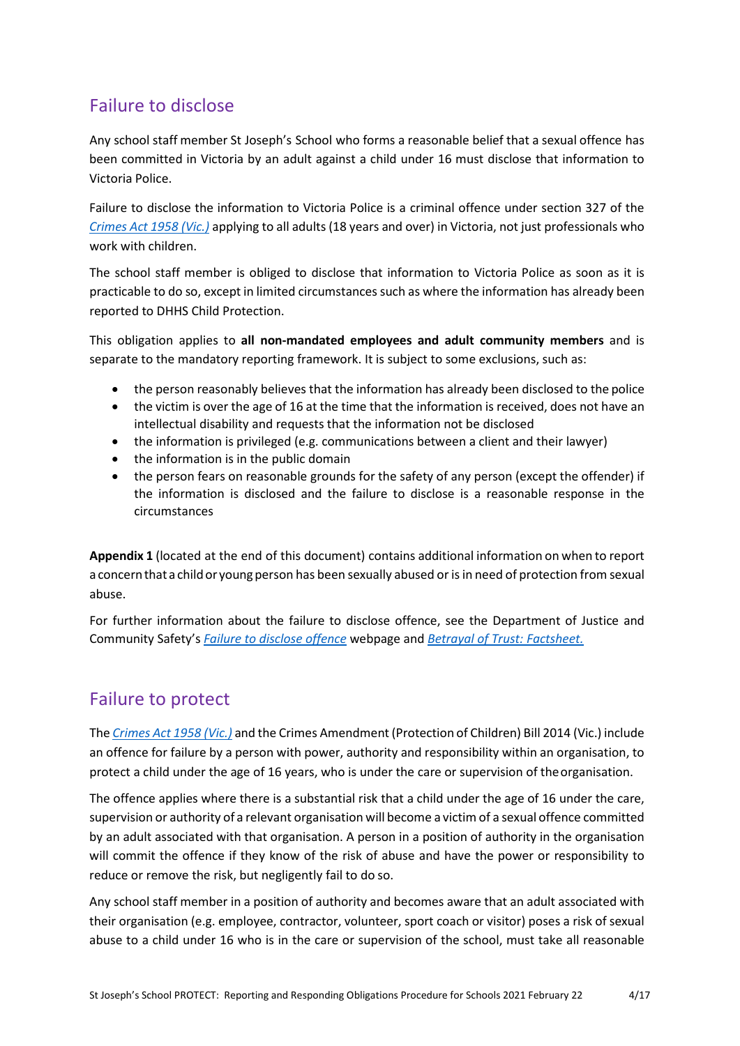## Failure to disclose

Any school staff member St Joseph's School who forms a reasonable belief that a sexual offence has been committed in Victoria by an adult against a child under 16 must disclose that information to Victoria Police.

Failure to disclose the information to Victoria Police is a criminal offence under section 327 of the *Crimes Act 1958 (Vic.)* applying to all adults (18 years and over) in Victoria, not just professionals who work with children.

The school staff member is obliged to disclose that information to Victoria Police as soon as it is practicable to do so, except in limited circumstances such as where the information has already been reported to DHHS Child Protection.

This obligation applies to **all non-mandated employees and adult community members** and is separate to the mandatory reporting framework. It is subject to some exclusions, such as:

- the person reasonably believes that the information has already been disclosed to the police
- the victim is over the age of 16 at the time that the information is received, does not have an intellectual disability and requests that the information not be disclosed
- the information is privileged (e.g. communications between a client and their lawyer)
- the information is in the public domain
- the person fears on reasonable grounds for the safety of any person (except the offender) if the information is disclosed and the failure to disclose is a reasonable response in the circumstances

**Appendix 1** (located at the end of this document) contains additional information on when to report a concern that a child or young person has been sexually abused or is in need of protection from sexual abuse.

For further information about the failure to disclose offence, see the Department of Justice and Community Safety's *Failure to disclose offence* webpage and *Betrayal of Trust: Factsheet.*

## Failure to protect

The *Crimes Act 1958 (Vic.)* and the Crimes Amendment (Protection of Children) Bill 2014 (Vic.) include an offence for failure by a person with power, authority and responsibility within an organisation, to protect a child under the age of 16 years, who is under the care or supervision of the organisation.

The offence applies where there is a substantial risk that a child under the age of 16 under the care, supervision or authority of a relevant organisation will become a victim of a sexual offence committed by an adult associated with that organisation. A person in a position of authority in the organisation will commit the offence if they know of the risk of abuse and have the power or responsibility to reduce or remove the risk, but negligently fail to do so.

Any school staff member in a position of authority and becomes aware that an adult associated with their organisation (e.g. employee, contractor, volunteer, sport coach or visitor) poses a risk of sexual abuse to a child under 16 who is in the care or supervision of the school, must take all reasonable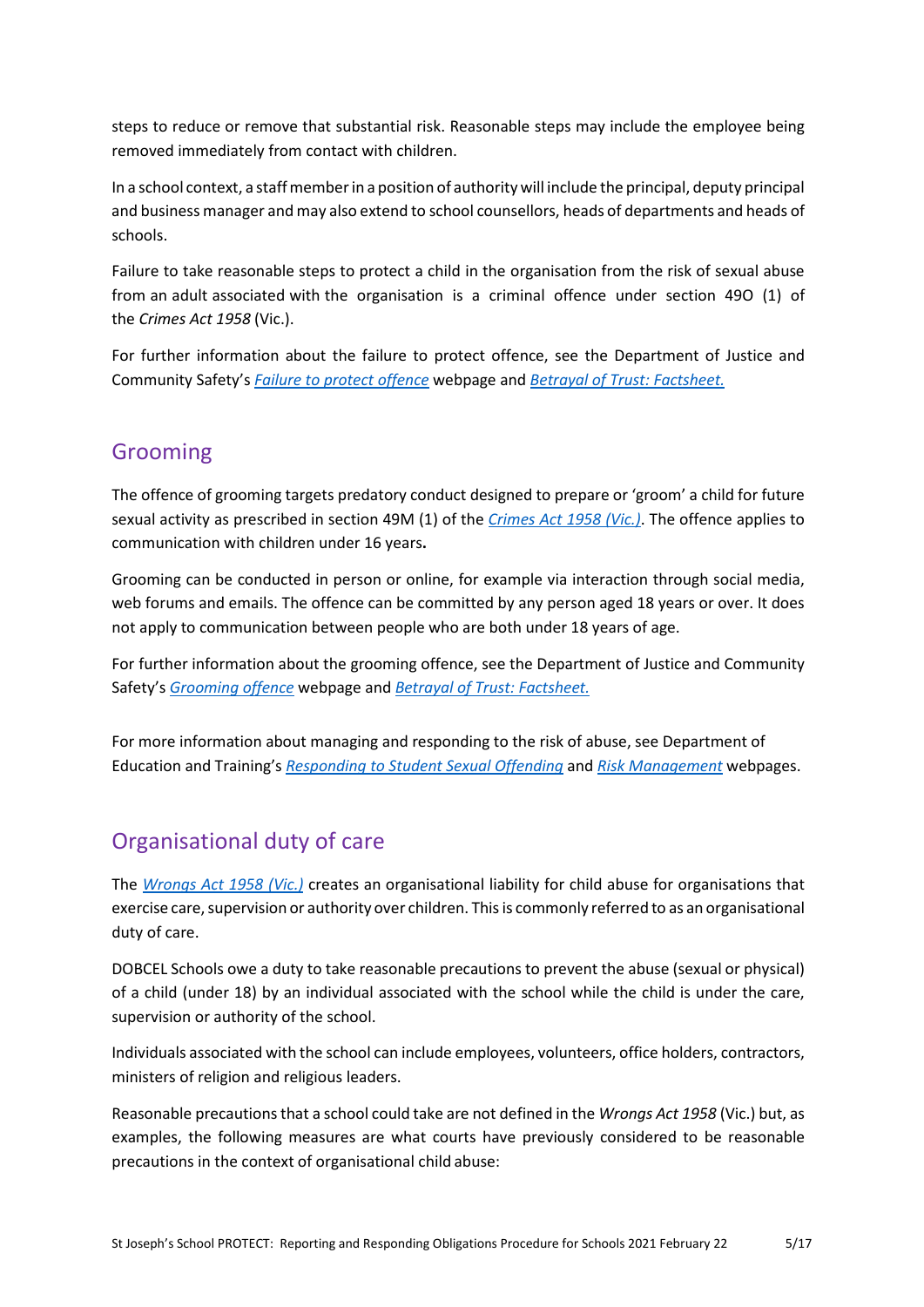steps to reduce or remove that substantial risk. Reasonable steps may include the employee being removed immediately from contact with children.

In a school context, a staff member in a position of authority will include the principal, deputy principal and business manager and may also extend to school counsellors, heads of departments and heads of schools.

Failure to take reasonable steps to protect a child in the organisation from the risk of sexual abuse from an adult associated with the organisation is a criminal offence under section 49O (1) of the *Crimes Act 1958* (Vic.).

For further information about the failure to protect offence, see the Department of Justice and Community Safety's *Failure to protect offence* webpage and *Betrayal of Trust: Factsheet.*

## Grooming

The offence of grooming targets predatory conduct designed to prepare or 'groom' a child for future sexual activity as prescribed in section 49M (1) of the *Crimes Act 1958 (Vic.)*. The offence applies to communication with children under 16 years**.**

Grooming can be conducted in person or online, for example via interaction through social media, web forums and emails. The offence can be committed by any person aged 18 years or over. It does not apply to communication between people who are both under 18 years of age.

For further information about the grooming offence, see the Department of Justice and Community Safety's *Grooming offence* webpage and *Betrayal of Trust: Factsheet.*

For more information about managing and responding to the risk of abuse, see Department of Education and Training's *Responding to Student Sexual Offending* and *Risk Management* webpages.

## Organisational duty of care

The *Wrongs Act 1958 (Vic.)* creates an organisational liability for child abuse for organisations that exercise care, supervision or authority over children. This is commonly referred to as an organisational duty of care.

DOBCEL Schools owe a duty to take reasonable precautions to prevent the abuse (sexual or physical) of a child (under 18) by an individual associated with the school while the child is under the care, supervision or authority of the school.

Individuals associated with the school can include employees, volunteers, office holders, contractors, ministers of religion and religious leaders.

Reasonable precautions that a school could take are not defined in the *Wrongs Act 1958* (Vic.) but, as examples, the following measures are what courts have previously considered to be reasonable precautions in the context of organisational child abuse: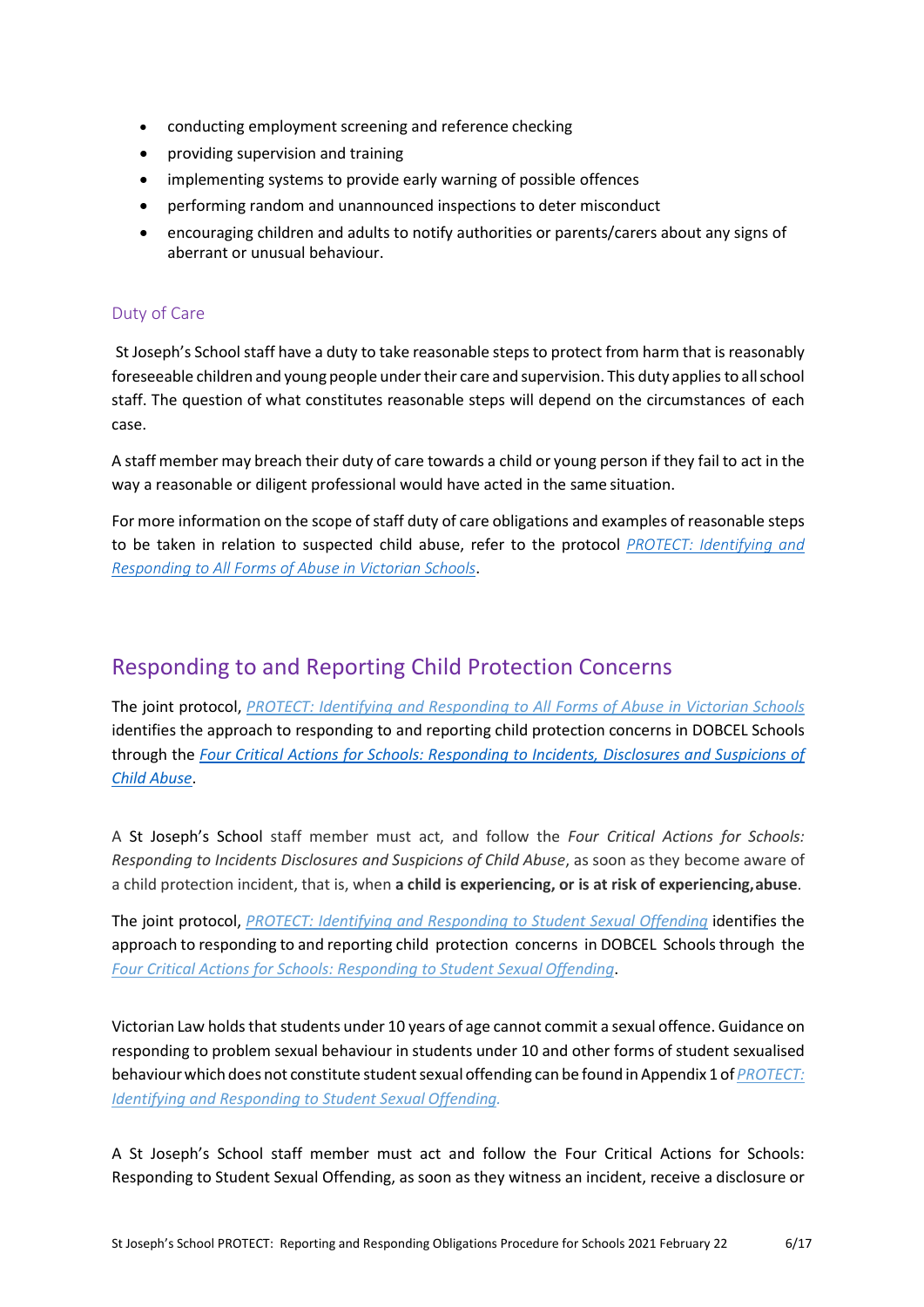- conducting employment screening and reference checking
- providing supervision and training
- implementing systems to provide early warning of possible offences
- performing random and unannounced inspections to deter misconduct
- encouraging children and adults to notify authorities or parents/carers about any signs of aberrant or unusual behaviour.

### Duty of Care

St Joseph's School staff have a duty to take reasonable steps to protect from harm that is reasonably foreseeable children and young people under their care and supervision. This duty applies to all school staff. The question of what constitutes reasonable steps will depend on the circumstances of each case.

A staff member may breach their duty of care towards a child or young person if they fail to act in the way a reasonable or diligent professional would have acted in the same situation.

For more information on the scope of staff duty of care obligations and examples of reasonable steps to be taken in relation to suspected child abuse, refer to the protocol *PROTECT: Identifying and Responding to All Forms of Abuse in Victorian Schools*.

## Responding to and Reporting Child Protection Concerns

The joint protocol, *PROTECT: Identifying and Responding to All Forms of Abuse in Victorian Schools* identifies the approach to responding to and reporting child protection concerns in DOBCEL Schools through the *Four Critical Actions for Schools: Responding to Incidents, Disclosures and Suspicions of Child Abuse*.

A St Joseph's School staff member must act, and follow the *Four Critical Actions for Schools: Responding to Incidents Disclosures and Suspicions of Child Abuse*, as soon as they become aware of a child protection incident, that is, when **a child is experiencing, or is at risk of experiencing, abuse**.

The joint protocol, *PROTECT: Identifying and Responding to Student Sexual Offending* identifies the approach to responding to and reporting child protection concerns in DOBCEL Schools through the *Four Critical Actions for Schools: Responding to Student Sexual Offending*.

Victorian Law holds that students under 10 years of age cannot commit a sexual offence. Guidance on responding to problem sexual behaviour in students under 10 and other forms of student sexualised behaviour which does not constitute student sexual offending can be found in Appendix 1 of *PROTECT: Identifying and Responding to Student Sexual Offending.*

A St Joseph's School staff member must act and follow the Four Critical Actions for Schools: Responding to Student Sexual Offending, as soon as they witness an incident, receive a disclosure or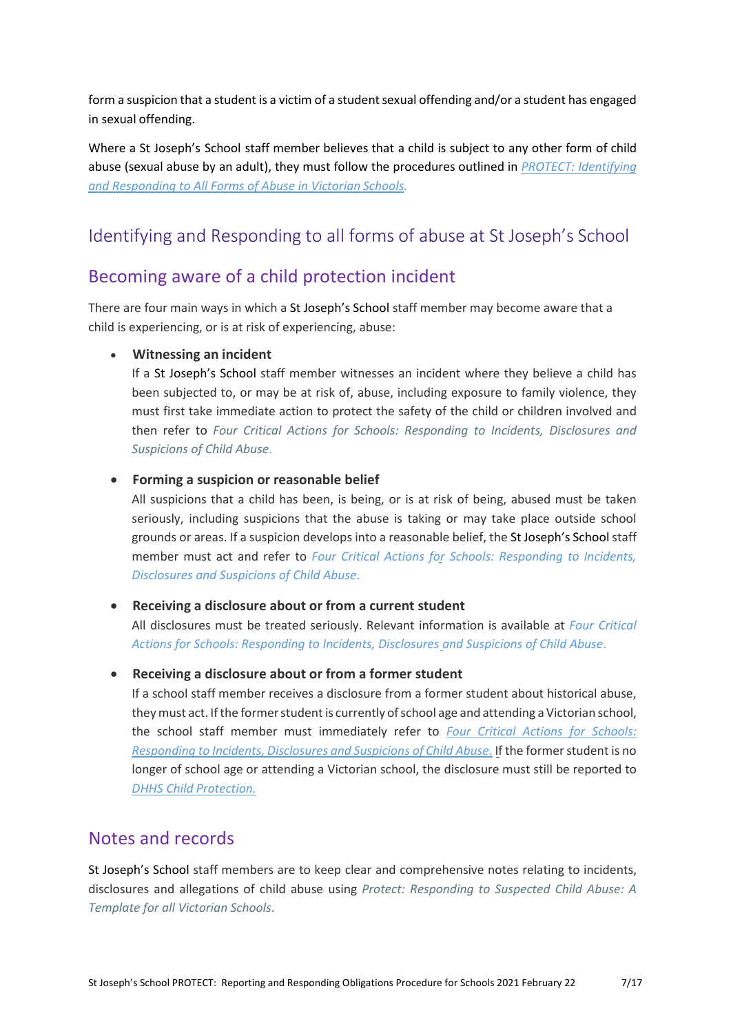form a suspicion that a student is a victim of a student sexual offending and/or a student has engaged in sexual offending.

Where a St Joseph's School staff member believes that a child is subject to any other form of child abuse (sexual abuse by an adult), they must follow the procedures outlined in *PROTECT: Identifying and Responding to All Forms of Abuse in Victorian Schools.*

# Identifying and Responding to all forms of abuse at St Joseph's School

## Becoming aware of a child protection incident

There are four main ways in which a St Joseph's School staff member may become aware that a child is experiencing, or is at risk of experiencing, abuse:

- **Witnessing an incident**
  If a St Joseph's School staff member witnesses an incident where they believe a child has been subjected to, or may be at risk of, abuse, including exposure to family violence, they must first take immediate action to protect the safety of the child or children involved and then refer to *Four Critical Actions for Schools: Responding to Incidents, Disclosures and Suspicions of Child Abuse*.

- **Forming a suspicion or reasonable belief**
  All suspicions that a child has been, is being, or is at risk of being, abused must be taken seriously, including suspicions that the abuse is taking or may take place outside school grounds or areas. If a suspicion develops into a reasonable belief, the St Joseph's School staff member must act and refer to *Four Critical Actions for Schools: Responding to Incidents, Disclosures and Suspicions of Child Abuse*.

- **Receiving a disclosure about or from a current student**
  All disclosures must be treated seriously. Relevant information is available at *Four Critical Actions for Schools: Responding to Incidents, Disclosures and Suspicions of Child Abuse*.

- **Receiving a disclosure about or from a former student**
  If a school staff member receives a disclosure from a former student about historical abuse, they must act. If the former student is currently of school age and attending a Victorian school, the school staff member must immediately refer to *Four Critical Actions for Schools: Responding to Incidents, Disclosures and Suspicions of Child Abuse.* If the former student is no longer of school age or attending a Victorian school, the disclosure must still be reported to *DHHS Child Protection.*

## Notes and records

St Joseph's School staff members are to keep clear and comprehensive notes relating to incidents, disclosures and allegations of child abuse using *Protect: Responding to Suspected Child Abuse: A Template for all Victorian Schools*.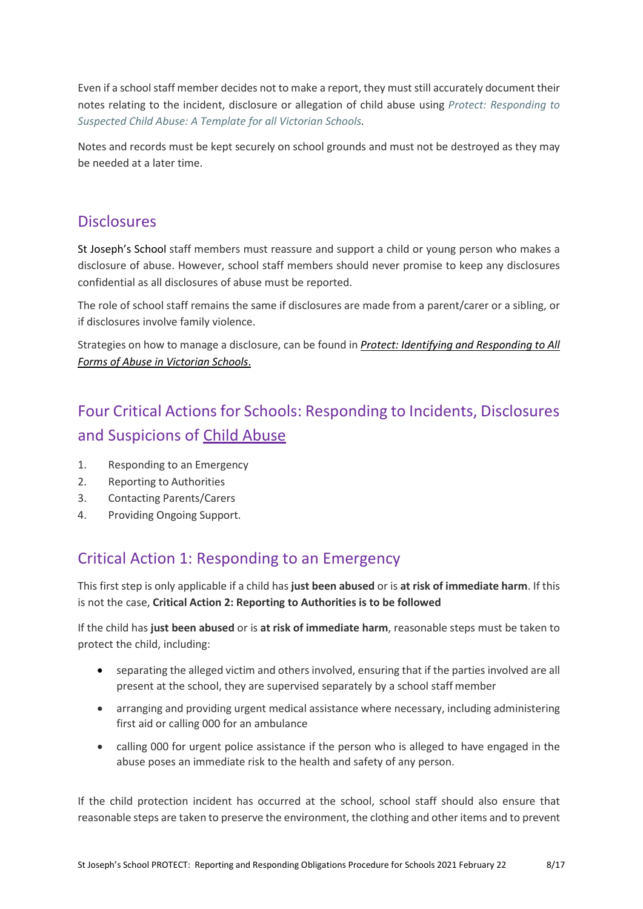Even if a school staff member decides not to make a report, they must still accurately document their notes relating to the incident, disclosure or allegation of child abuse using *Protect: Responding to Suspected Child Abuse: A Template for all Victorian Schools.*

Notes and records must be kept securely on school grounds and must not be destroyed as they may be needed at a later time.

## Disclosures

St Joseph's School staff members must reassure and support a child or young person who makes a disclosure of abuse. However, school staff members should never promise to keep any disclosures confidential as all disclosures of abuse must be reported.

The role of school staff remains the same if disclosures are made from a parent/carer or a sibling, or if disclosures involve family violence.

Strategies on how to manage a disclosure, can be found in ***Protect: Identifying and Responding to All Forms of Abuse in Victorian Schools***.

## Four Critical Actions for Schools: Responding to Incidents, Disclosures and Suspicions of Child Abuse

1. Responding to an Emergency
2. Reporting to Authorities
3. Contacting Parents/Carers
4. Providing Ongoing Support.

## Critical Action 1: Responding to an Emergency

This first step is only applicable if a child has **just been abused** or is **at risk of immediate harm**. If this is not the case, **Critical Action 2: Reporting to Authorities is to be followed**

If the child has **just been abused** or is **at risk of immediate harm**, reasonable steps must be taken to protect the child, including:

- separating the alleged victim and others involved, ensuring that if the parties involved are all present at the school, they are supervised separately by a school staff member
- arranging and providing urgent medical assistance where necessary, including administering first aid or calling 000 for an ambulance
- calling 000 for urgent police assistance if the person who is alleged to have engaged in the abuse poses an immediate risk to the health and safety of any person.

If the child protection incident has occurred at the school, school staff should also ensure that reasonable steps are taken to preserve the environment, the clothing and other items and to prevent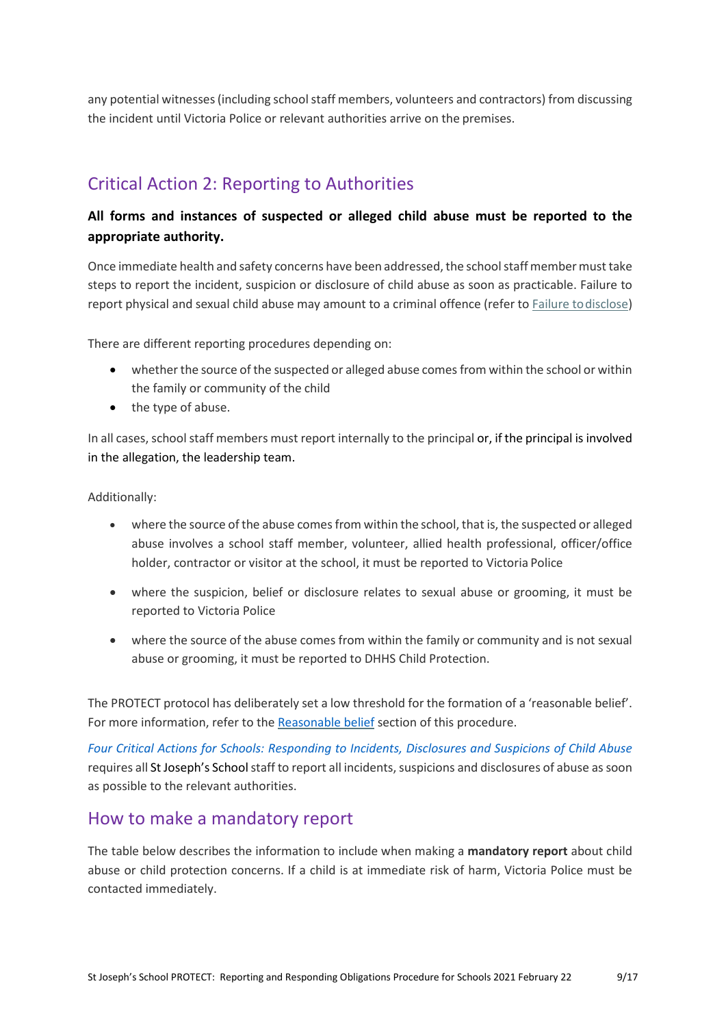any potential witnesses (including school staff members, volunteers and contractors) from discussing the incident until Victoria Police or relevant authorities arrive on the premises.

## Critical Action 2: Reporting to Authorities

**All forms and instances of suspected or alleged child abuse must be reported to the appropriate authority.**

Once immediate health and safety concerns have been addressed, the school staff member must take steps to report the incident, suspicion or disclosure of child abuse as soon as practicable. Failure to report physical and sexual child abuse may amount to a criminal offence (refer to Failure to disclose)

There are different reporting procedures depending on:

- whether the source of the suspected or alleged abuse comes from within the school or within the family or community of the child
- the type of abuse.

In all cases, school staff members must report internally to the principal or, if the principal is involved in the allegation, the leadership team.

Additionally:

- where the source of the abuse comes from within the school, that is, the suspected or alleged abuse involves a school staff member, volunteer, allied health professional, officer/office holder, contractor or visitor at the school, it must be reported to Victoria Police
- where the suspicion, belief or disclosure relates to sexual abuse or grooming, it must be reported to Victoria Police
- where the source of the abuse comes from within the family or community and is not sexual abuse or grooming, it must be reported to DHHS Child Protection.

The PROTECT protocol has deliberately set a low threshold for the formation of a 'reasonable belief'. For more information, refer to the Reasonable belief section of this procedure.

*Four Critical Actions for Schools: Responding to Incidents, Disclosures and Suspicions of Child Abuse* requires all St Joseph's School staff to report all incidents, suspicions and disclosures of abuse as soon as possible to the relevant authorities.

## How to make a mandatory report

The table below describes the information to include when making a **mandatory report** about child abuse or child protection concerns. If a child is at immediate risk of harm, Victoria Police must be contacted immediately.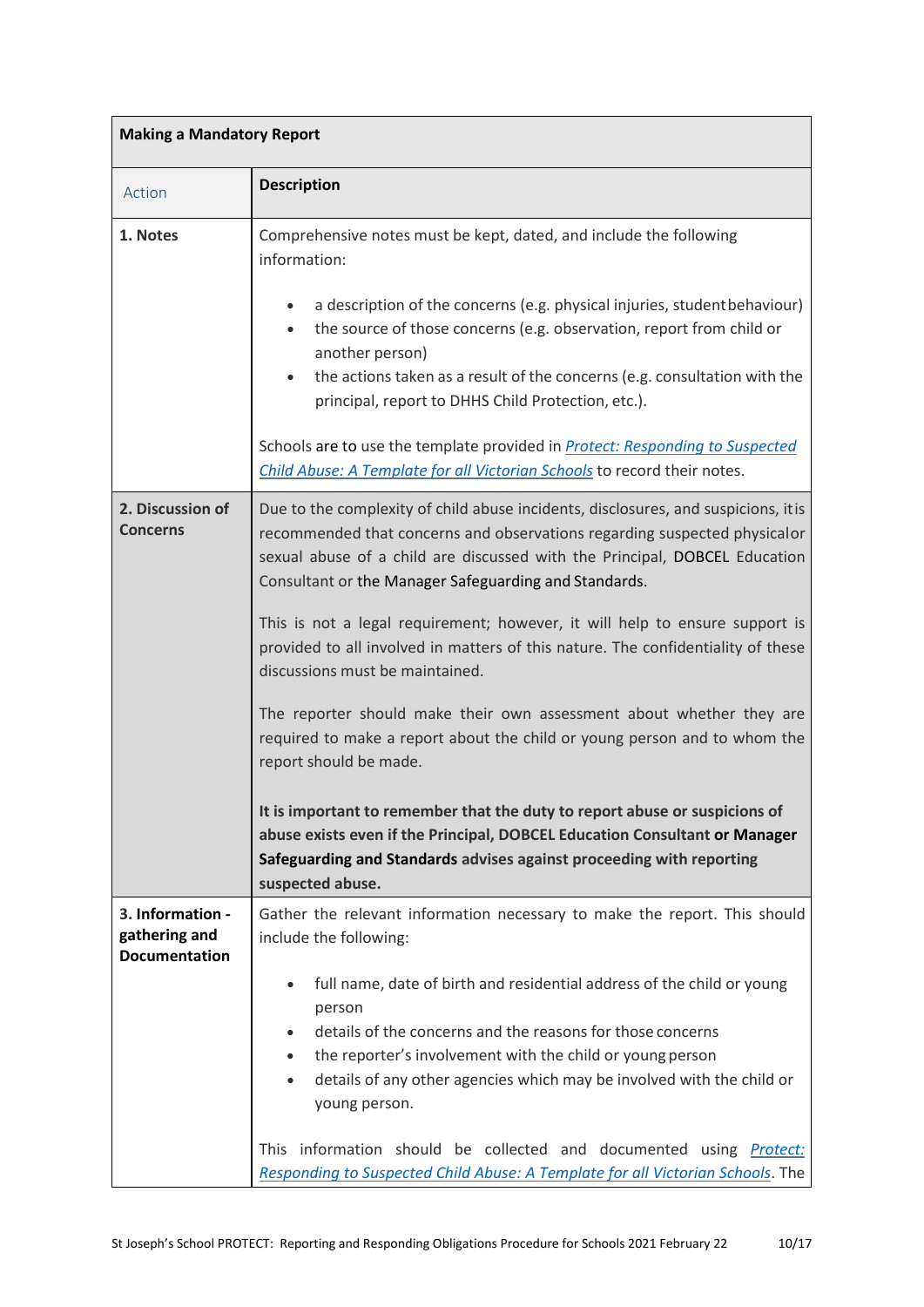| **Making a Mandatory Report** | |
|---|---|
| Action | **Description** |
| **1. Notes** | Comprehensive notes must be kept, dated, and include the following information:<br><br>• a description of the concerns (e.g. physical injuries, student behaviour)<br>• the source of those concerns (e.g. observation, report from child or another person)<br>• the actions taken as a result of the concerns (e.g. consultation with the principal, report to DHHS Child Protection, etc.).<br><br>Schools are to use the template provided in *[Protect: Responding to Suspected Child Abuse: A Template for all Victorian Schools]()* to record their notes. |
| **2. Discussion of Concerns** | Due to the complexity of child abuse incidents, disclosures, and suspicions, it is recommended that concerns and observations regarding suspected physical or sexual abuse of a child are discussed with the Principal, DOBCEL Education Consultant or the Manager Safeguarding and Standards.<br><br>This is not a legal requirement; however, it will help to ensure support is provided to all involved in matters of this nature. The confidentiality of these discussions must be maintained.<br><br>The reporter should make their own assessment about whether they are required to make a report about the child or young person and to whom the report should be made.<br><br>**It is important to remember that the duty to report abuse or suspicions of abuse exists even if the Principal, DOBCEL Education Consultant or Manager Safeguarding and Standards advises against proceeding with reporting suspected abuse.** |
| **3. Information - gathering and Documentation** | Gather the relevant information necessary to make the report. This should include the following:<br><br>• full name, date of birth and residential address of the child or young person<br>• details of the concerns and the reasons for those concerns<br>• the reporter's involvement with the child or young person<br>• details of any other agencies which may be involved with the child or young person.<br><br>This information should be collected and documented using *[Protect: Responding to Suspected Child Abuse: A Template for all Victorian Schools]()*. The |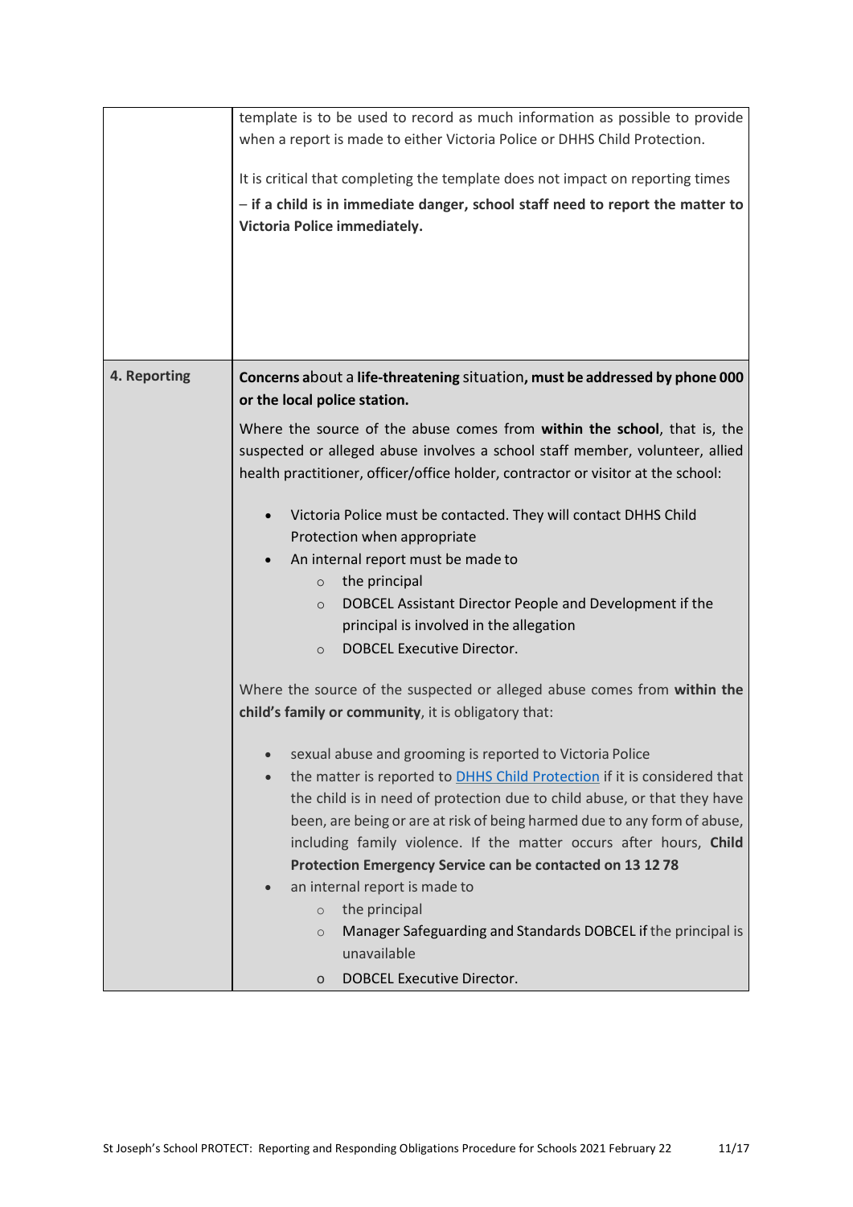| | |
|---|---|
| | template is to be used to record as much information as possible to provide when a report is made to either Victoria Police or DHHS Child Protection.<br><br>It is critical that completing the template does not impact on reporting times – **if a child is in immediate danger, school staff need to report the matter to Victoria Police immediately.** |
| **4. Reporting** | **Concerns** about a **life-threatening** situation**, must be addressed by phone 000 or the local police station.**<br><br>Where the source of the abuse comes from **within the school**, that is, the suspected or alleged abuse involves a school staff member, volunteer, allied health practitioner, officer/office holder, contractor or visitor at the school:<br><br>• Victoria Police must be contacted. They will contact DHHS Child Protection when appropriate<br>• An internal report must be made to<br>&nbsp;&nbsp;&nbsp;&nbsp;○ the principal<br>&nbsp;&nbsp;&nbsp;&nbsp;○ DOBCEL Assistant Director People and Development if the principal is involved in the allegation<br>&nbsp;&nbsp;&nbsp;&nbsp;○ DOBCEL Executive Director.<br><br>Where the source of the suspected or alleged abuse comes from **within the child's family or community**, it is obligatory that:<br><br>• sexual abuse and grooming is reported to Victoria Police<br>• the matter is reported to [DHHS Child Protection] if it is considered that the child is in need of protection due to child abuse, or that they have been, are being or are at risk of being harmed due to any form of abuse, including family violence. If the matter occurs after hours, **Child Protection Emergency Service can be contacted on 13 12 78**<br>• an internal report is made to<br>&nbsp;&nbsp;&nbsp;&nbsp;○ the principal<br>&nbsp;&nbsp;&nbsp;&nbsp;○ Manager Safeguarding and Standards DOBCEL if the principal is unavailable<br>&nbsp;&nbsp;&nbsp;&nbsp;o DOBCEL Executive Director. |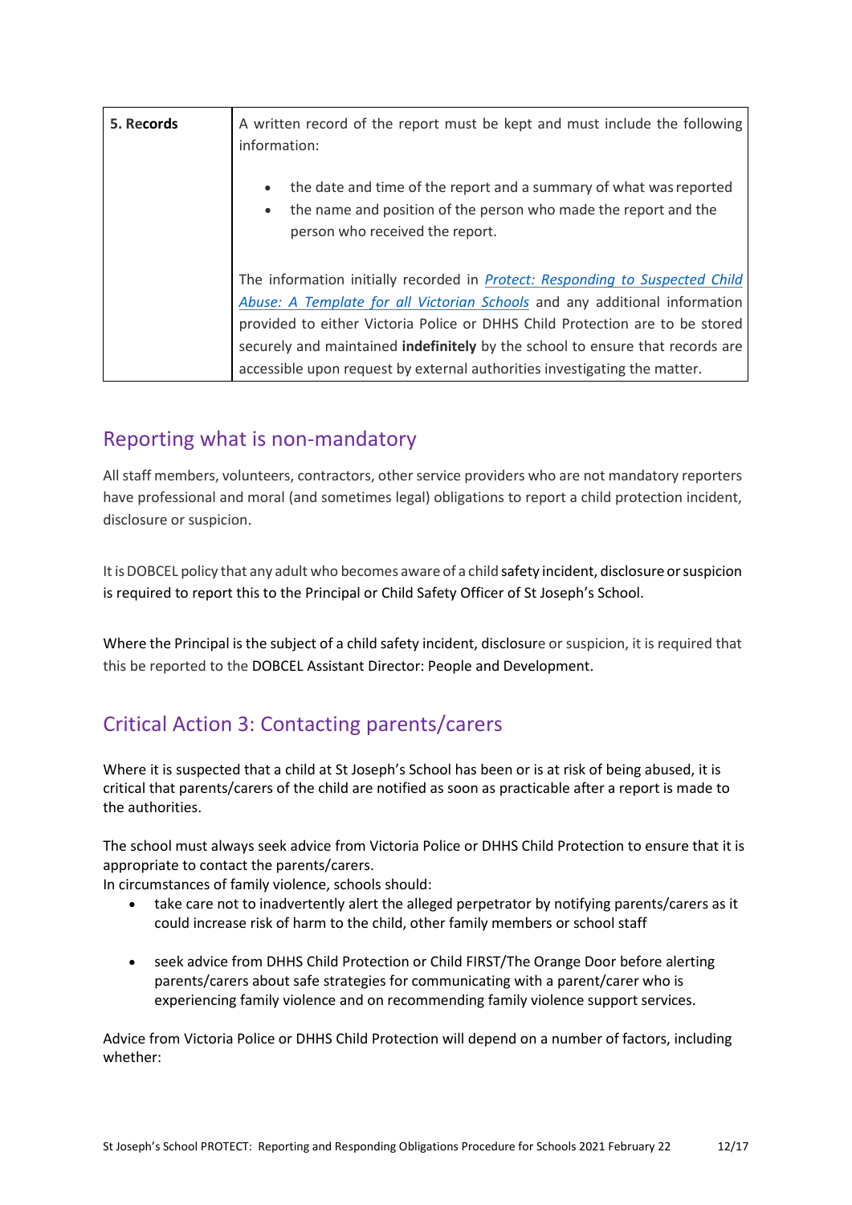| 5. Records | A written record of the report must be kept and must include the following information:<br><br>• the date and time of the report and a summary of what was reported<br>• the name and position of the person who made the report and the person who received the report.<br><br>The information initially recorded in *Protect: Responding to Suspected Child Abuse: A Template for all Victorian Schools* and any additional information provided to either Victoria Police or DHHS Child Protection are to be stored securely and maintained **indefinitely** by the school to ensure that records are accessible upon request by external authorities investigating the matter. |
|---|---|

## Reporting what is non-mandatory

All staff members, volunteers, contractors, other service providers who are not mandatory reporters have professional and moral (and sometimes legal) obligations to report a child protection incident, disclosure or suspicion.

It is DOBCEL policy that any adult who becomes aware of a child safety incident, disclosure or suspicion is required to report this to the Principal or Child Safety Officer of St Joseph's School.

Where the Principal is the subject of a child safety incident, disclosure or suspicion, it is required that this be reported to the DOBCEL Assistant Director: People and Development.

## Critical Action 3: Contacting parents/carers

Where it is suspected that a child at St Joseph's School has been or is at risk of being abused, it is critical that parents/carers of the child are notified as soon as practicable after a report is made to the authorities.

The school must always seek advice from Victoria Police or DHHS Child Protection to ensure that it is appropriate to contact the parents/carers.
In circumstances of family violence, schools should:

- take care not to inadvertently alert the alleged perpetrator by notifying parents/carers as it could increase risk of harm to the child, other family members or school staff
- seek advice from DHHS Child Protection or Child FIRST/The Orange Door before alerting parents/carers about safe strategies for communicating with a parent/carer who is experiencing family violence and on recommending family violence support services.

Advice from Victoria Police or DHHS Child Protection will depend on a number of factors, including whether: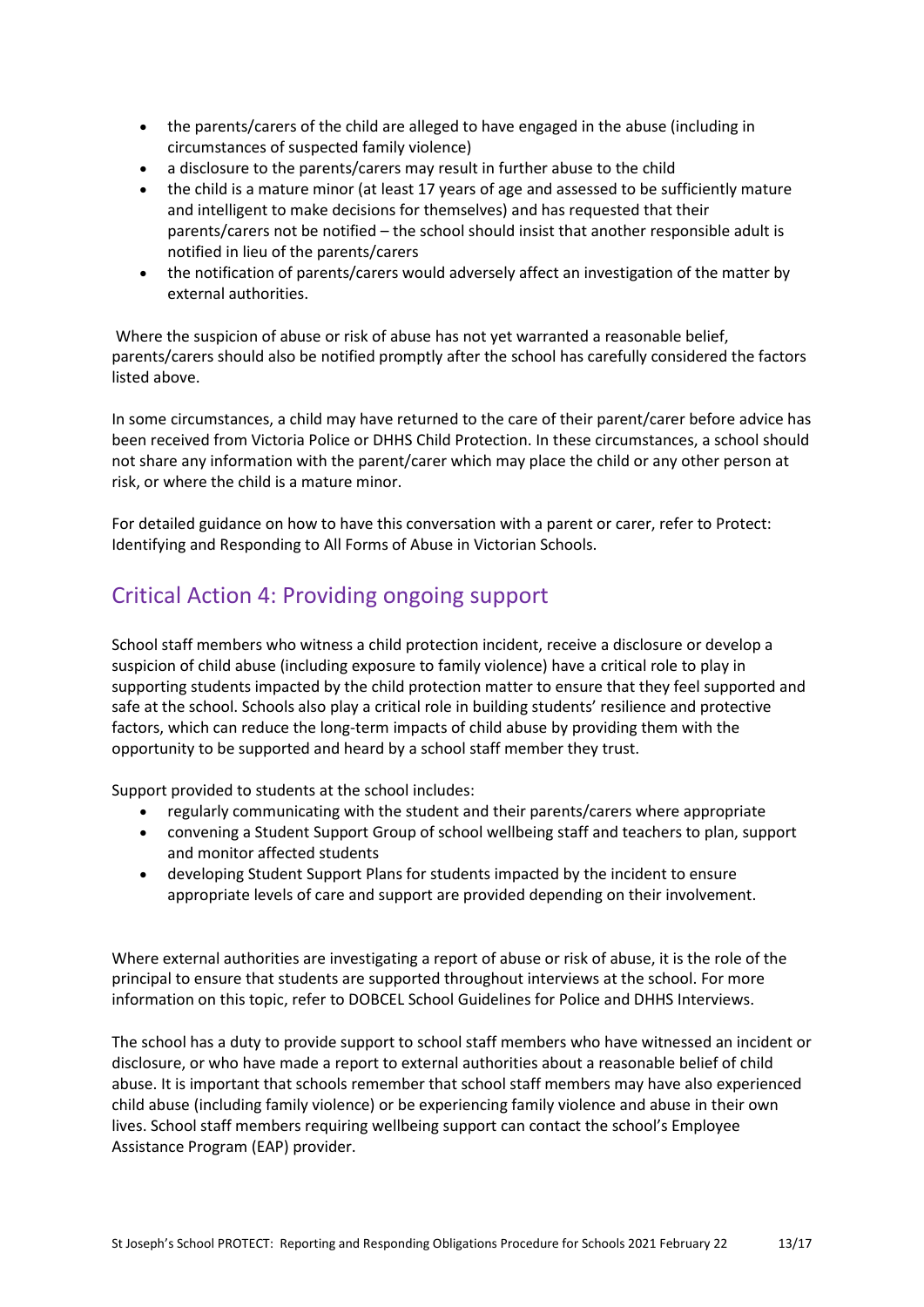- the parents/carers of the child are alleged to have engaged in the abuse (including in circumstances of suspected family violence)
- a disclosure to the parents/carers may result in further abuse to the child
- the child is a mature minor (at least 17 years of age and assessed to be sufficiently mature and intelligent to make decisions for themselves) and has requested that their parents/carers not be notified – the school should insist that another responsible adult is notified in lieu of the parents/carers
- the notification of parents/carers would adversely affect an investigation of the matter by external authorities.

Where the suspicion of abuse or risk of abuse has not yet warranted a reasonable belief, parents/carers should also be notified promptly after the school has carefully considered the factors listed above.

In some circumstances, a child may have returned to the care of their parent/carer before advice has been received from Victoria Police or DHHS Child Protection. In these circumstances, a school should not share any information with the parent/carer which may place the child or any other person at risk, or where the child is a mature minor.

For detailed guidance on how to have this conversation with a parent or carer, refer to Protect: Identifying and Responding to All Forms of Abuse in Victorian Schools.

## Critical Action 4: Providing ongoing support

School staff members who witness a child protection incident, receive a disclosure or develop a suspicion of child abuse (including exposure to family violence) have a critical role to play in supporting students impacted by the child protection matter to ensure that they feel supported and safe at the school. Schools also play a critical role in building students' resilience and protective factors, which can reduce the long-term impacts of child abuse by providing them with the opportunity to be supported and heard by a school staff member they trust.

Support provided to students at the school includes:

- regularly communicating with the student and their parents/carers where appropriate
- convening a Student Support Group of school wellbeing staff and teachers to plan, support and monitor affected students
- developing Student Support Plans for students impacted by the incident to ensure appropriate levels of care and support are provided depending on their involvement.

Where external authorities are investigating a report of abuse or risk of abuse, it is the role of the principal to ensure that students are supported throughout interviews at the school. For more information on this topic, refer to DOBCEL School Guidelines for Police and DHHS Interviews.

The school has a duty to provide support to school staff members who have witnessed an incident or disclosure, or who have made a report to external authorities about a reasonable belief of child abuse. It is important that schools remember that school staff members may have also experienced child abuse (including family violence) or be experiencing family violence and abuse in their own lives. School staff members requiring wellbeing support can contact the school's Employee Assistance Program (EAP) provider.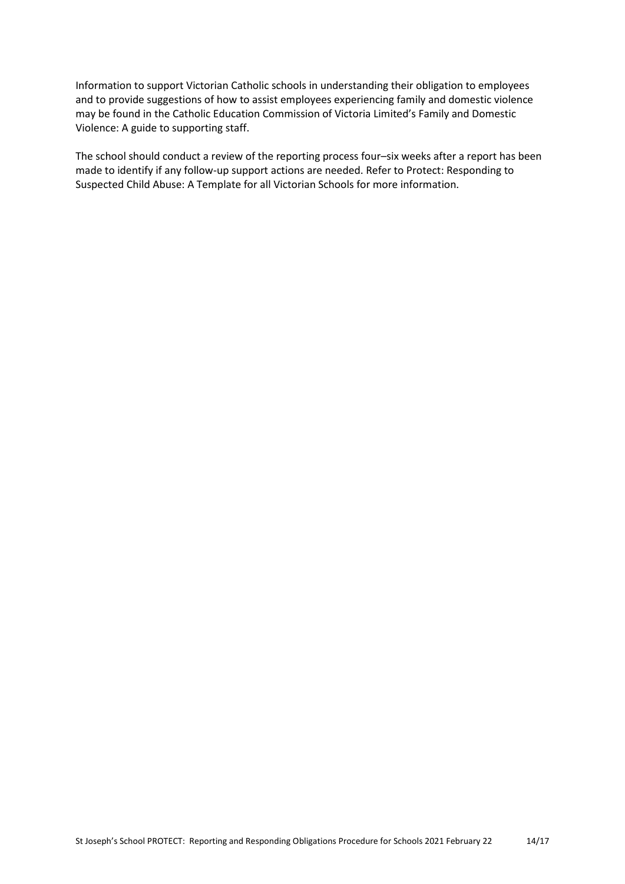Information to support Victorian Catholic schools in understanding their obligation to employees and to provide suggestions of how to assist employees experiencing family and domestic violence may be found in the Catholic Education Commission of Victoria Limited's Family and Domestic Violence: A guide to supporting staff.

The school should conduct a review of the reporting process four–six weeks after a report has been made to identify if any follow-up support actions are needed. Refer to Protect: Responding to Suspected Child Abuse: A Template for all Victorian Schools for more information.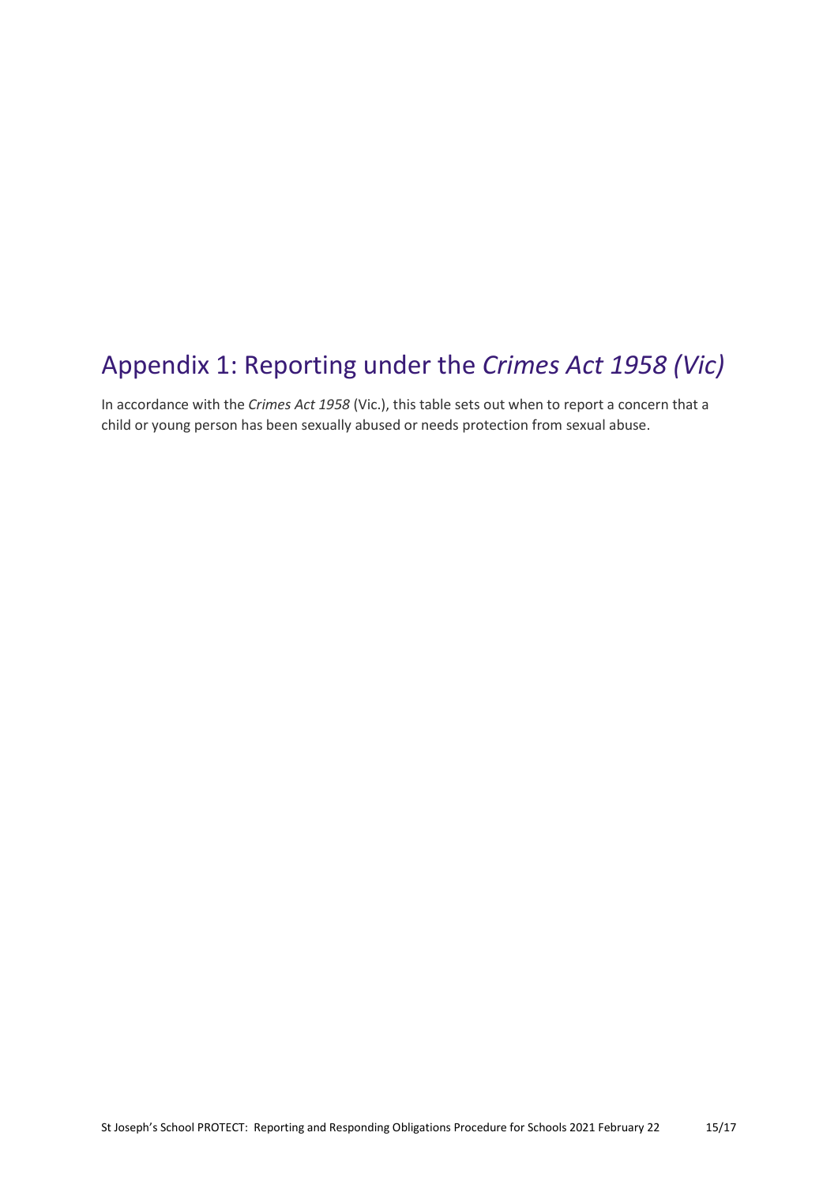## Appendix 1: Reporting under the *Crimes Act 1958 (Vic)*

In accordance with the *Crimes Act 1958* (Vic.), this table sets out when to report a concern that a child or young person has been sexually abused or needs protection from sexual abuse.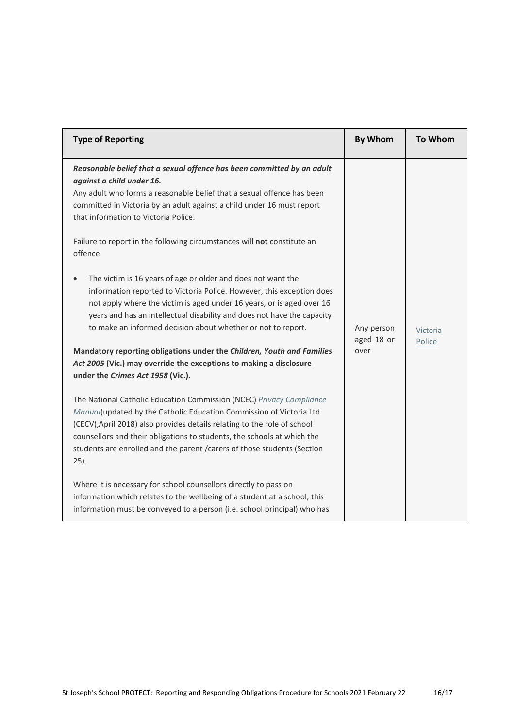| Type of Reporting | By Whom | To Whom |
|---|---|---|
| ***Reasonable belief that a sexual offence has been committed by an adult against a child under 16.*** <br> Any adult who forms a reasonable belief that a sexual offence has been committed in Victoria by an adult against a child under 16 must report that information to Victoria Police. <br><br> Failure to report in the following circumstances will **not** constitute an offence <br><br> • The victim is 16 years of age or older and does not want the information reported to Victoria Police. However, this exception does not apply where the victim is aged under 16 years, or is aged over 16 years and has an intellectual disability and does not have the capacity to make an informed decision about whether or not to report. <br><br> **Mandatory reporting obligations under the *Children, Youth and Families Act 2005* (Vic.) may override the exceptions to making a disclosure under the *Crimes Act 1958* (Vic.).** <br><br> The National Catholic Education Commission (NCEC) *Privacy Compliance Manual*(updated by the Catholic Education Commission of Victoria Ltd (CECV),April 2018) also provides details relating to the role of school counsellors and their obligations to students, the schools at which the students are enrolled and the parent /carers of those students (Section 25). <br><br> Where it is necessary for school counsellors directly to pass on information which relates to the wellbeing of a student at a school, this information must be conveyed to a person (i.e. school principal) who has | Any person aged 18 or over | Victoria Police |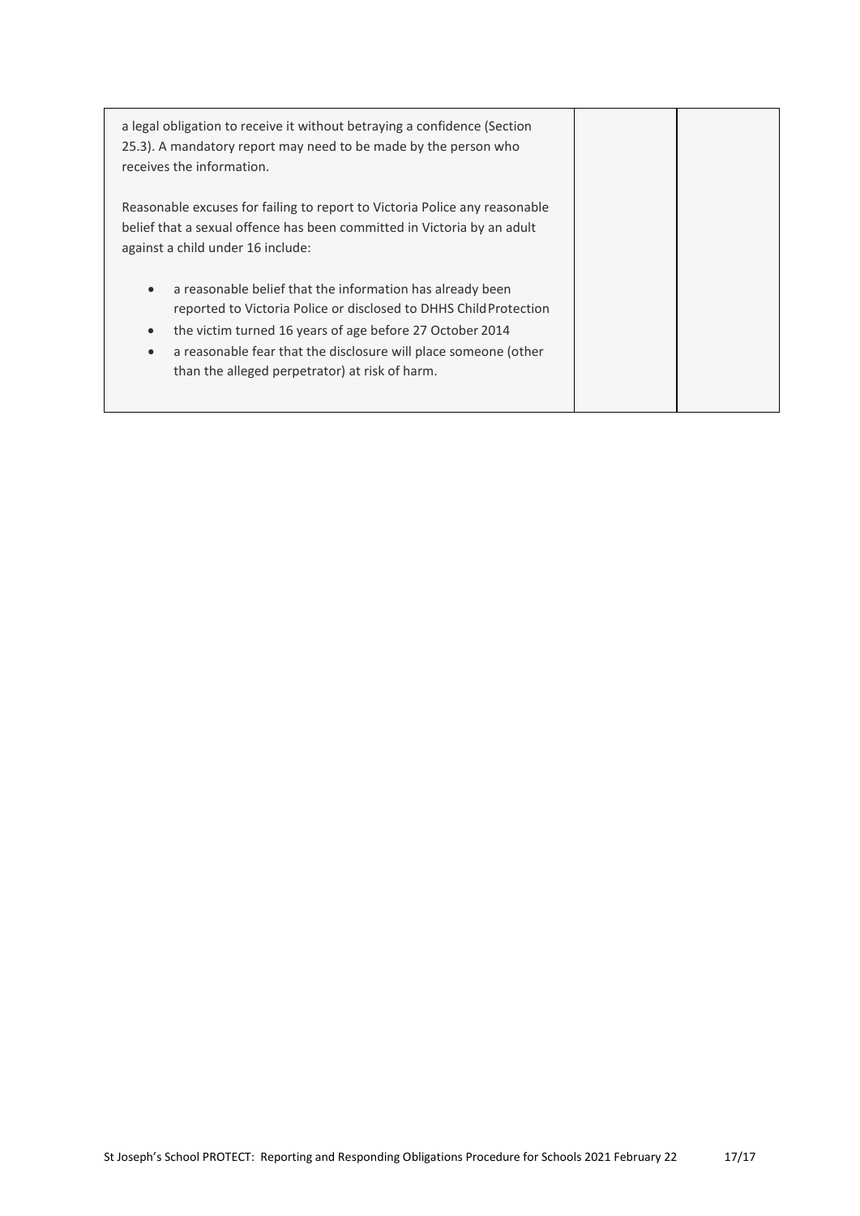| | | |
|---|---|---|
| a legal obligation to receive it without betraying a confidence (Section 25.3). A mandatory report may need to be made by the person who receives the information.<br><br>Reasonable excuses for failing to report to Victoria Police any reasonable belief that a sexual offence has been committed in Victoria by an adult against a child under 16 include:<br><br>• a reasonable belief that the information has already been reported to Victoria Police or disclosed to DHHS Child Protection<br>• the victim turned 16 years of age before 27 October 2014<br>• a reasonable fear that the disclosure will place someone (other than the alleged perpetrator) at risk of harm. | | |